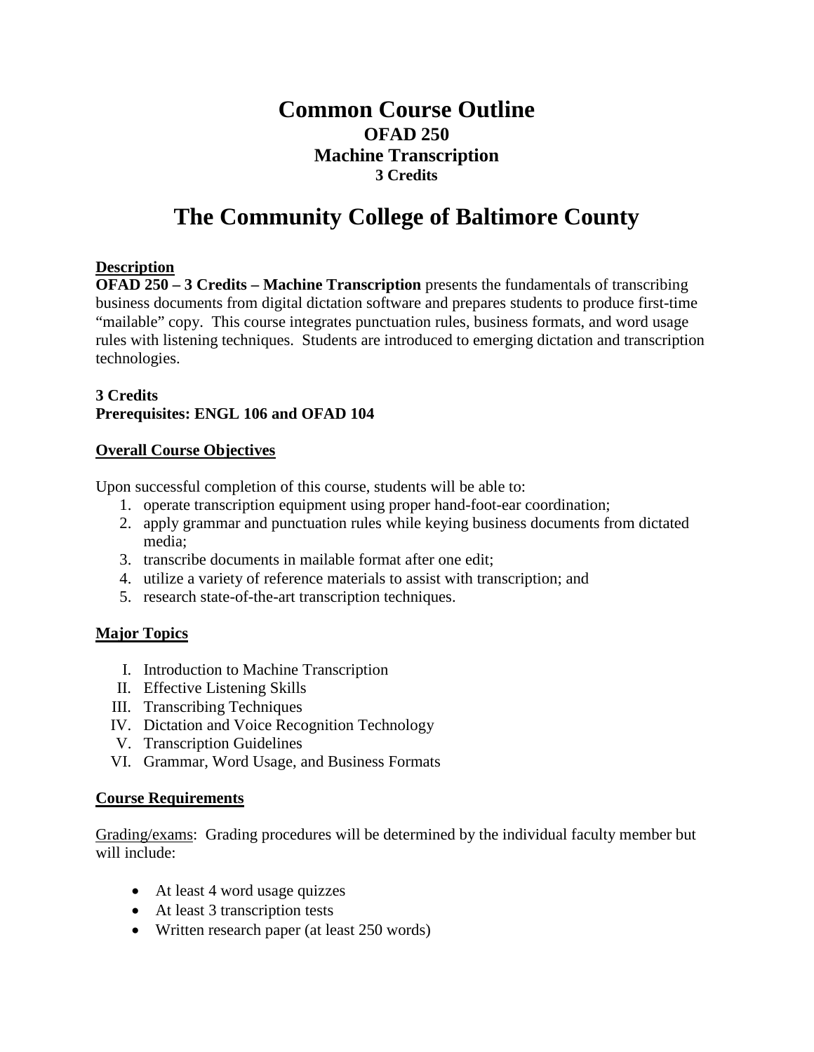# Common Course Outline

## OFAD 250
## Machine Transcription
### 3 Credits

# The Community College of Baltimore County

**Description**

**OFAD 250 – 3 Credits – Machine Transcription** presents the fundamentals of transcribing business documents from digital dictation software and prepares students to produce first-time "mailable" copy. This course integrates punctuation rules, business formats, and word usage rules with listening techniques. Students are introduced to emerging dictation and transcription technologies.

**3 Credits**
**Prerequisites: ENGL 106 and OFAD 104**

**Overall Course Objectives**

Upon successful completion of this course, students will be able to:

1. operate transcription equipment using proper hand-foot-ear coordination;
2. apply grammar and punctuation rules while keying business documents from dictated media;
3. transcribe documents in mailable format after one edit;
4. utilize a variety of reference materials to assist with transcription; and
5. research state-of-the-art transcription techniques.

**Major Topics**

I. Introduction to Machine Transcription
II. Effective Listening Skills
III. Transcribing Techniques
IV. Dictation and Voice Recognition Technology
V. Transcription Guidelines
VI. Grammar, Word Usage, and Business Formats

**Course Requirements**

Grading/exams: Grading procedures will be determined by the individual faculty member but will include:

- At least 4 word usage quizzes
- At least 3 transcription tests
- Written research paper (at least 250 words)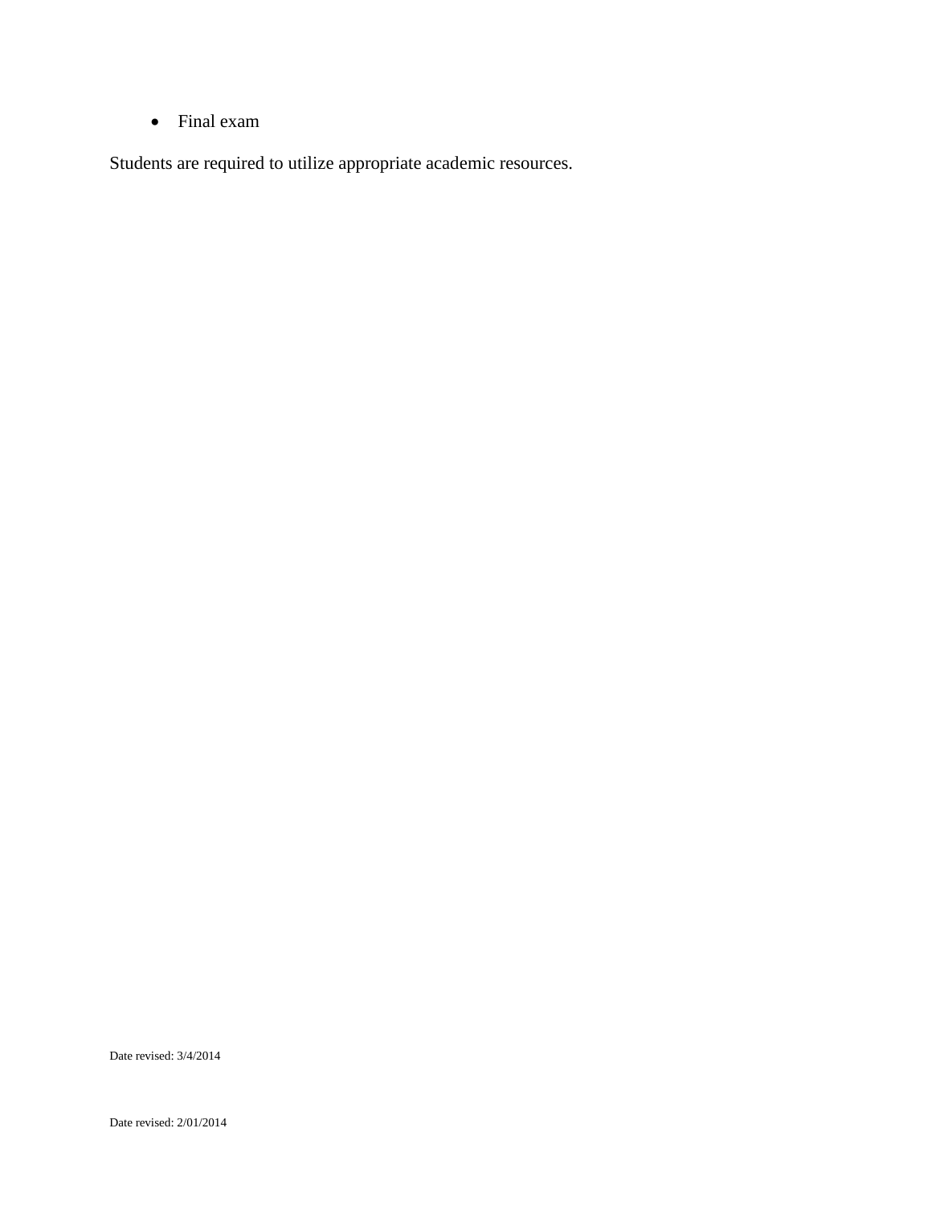- Final exam

Students are required to utilize appropriate academic resources.

Date revised: 3/4/2014

Date revised: 2/01/2014